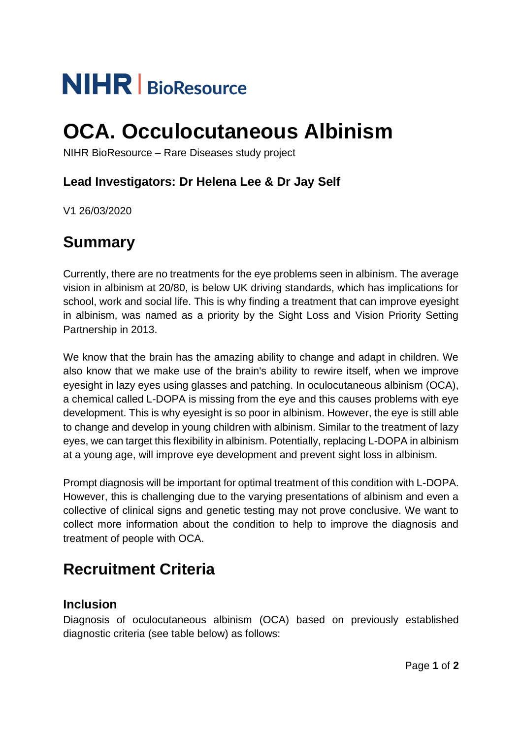NIHR | BioResource

# OCA. Occulocutaneous Albinism

NIHR BioResource – Rare Diseases study project

### Lead Investigators: Dr Helena Lee & Dr Jay Self

V1 26/03/2020

## Summary

Currently, there are no treatments for the eye problems seen in albinism. The average vision in albinism at 20/80, is below UK driving standards, which has implications for school, work and social life. This is why finding a treatment that can improve eyesight in albinism, was named as a priority by the Sight Loss and Vision Priority Setting Partnership in 2013.

We know that the brain has the amazing ability to change and adapt in children. We also know that we make use of the brain's ability to rewire itself, when we improve eyesight in lazy eyes using glasses and patching. In oculocutaneous albinism (OCA), a chemical called L-DOPA is missing from the eye and this causes problems with eye development. This is why eyesight is so poor in albinism. However, the eye is still able to change and develop in young children with albinism. Similar to the treatment of lazy eyes, we can target this flexibility in albinism. Potentially, replacing L-DOPA in albinism at a young age, will improve eye development and prevent sight loss in albinism.

Prompt diagnosis will be important for optimal treatment of this condition with L-DOPA. However, this is challenging due to the varying presentations of albinism and even a collective of clinical signs and genetic testing may not prove conclusive. We want to collect more information about the condition to help to improve the diagnosis and treatment of people with OCA.

## Recruitment Criteria

### Inclusion

Diagnosis of oculocutaneous albinism (OCA) based on previously established diagnostic criteria (see table below) as follows: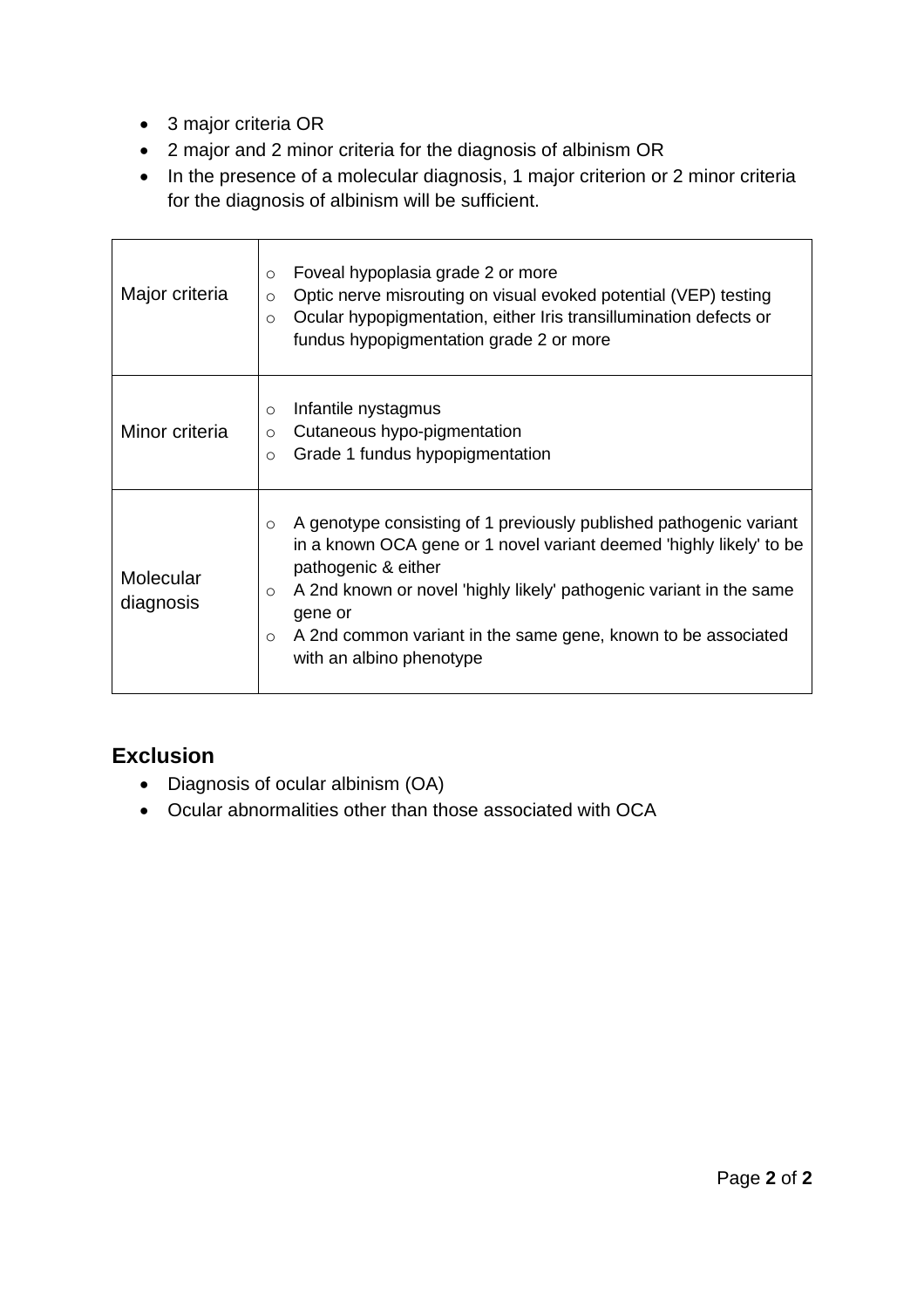- 3 major criteria OR
- 2 major and 2 minor criteria for the diagnosis of albinism OR
- In the presence of a molecular diagnosis, 1 major criterion or 2 minor criteria for the diagnosis of albinism will be sufficient.

| | |
|---|---|
| Major criteria | ○ Foveal hypoplasia grade 2 or more<br>○ Optic nerve misrouting on visual evoked potential (VEP) testing<br>○ Ocular hypopigmentation, either Iris transillumination defects or fundus hypopigmentation grade 2 or more |
| Minor criteria | ○ Infantile nystagmus<br>○ Cutaneous hypo-pigmentation<br>○ Grade 1 fundus hypopigmentation |
| Molecular diagnosis | ○ A genotype consisting of 1 previously published pathogenic variant in a known OCA gene or 1 novel variant deemed 'highly likely' to be pathogenic & either<br>○ A 2nd known or novel 'highly likely' pathogenic variant in the same gene or<br>○ A 2nd common variant in the same gene, known to be associated with an albino phenotype |

## Exclusion

- Diagnosis of ocular albinism (OA)
- Ocular abnormalities other than those associated with OCA